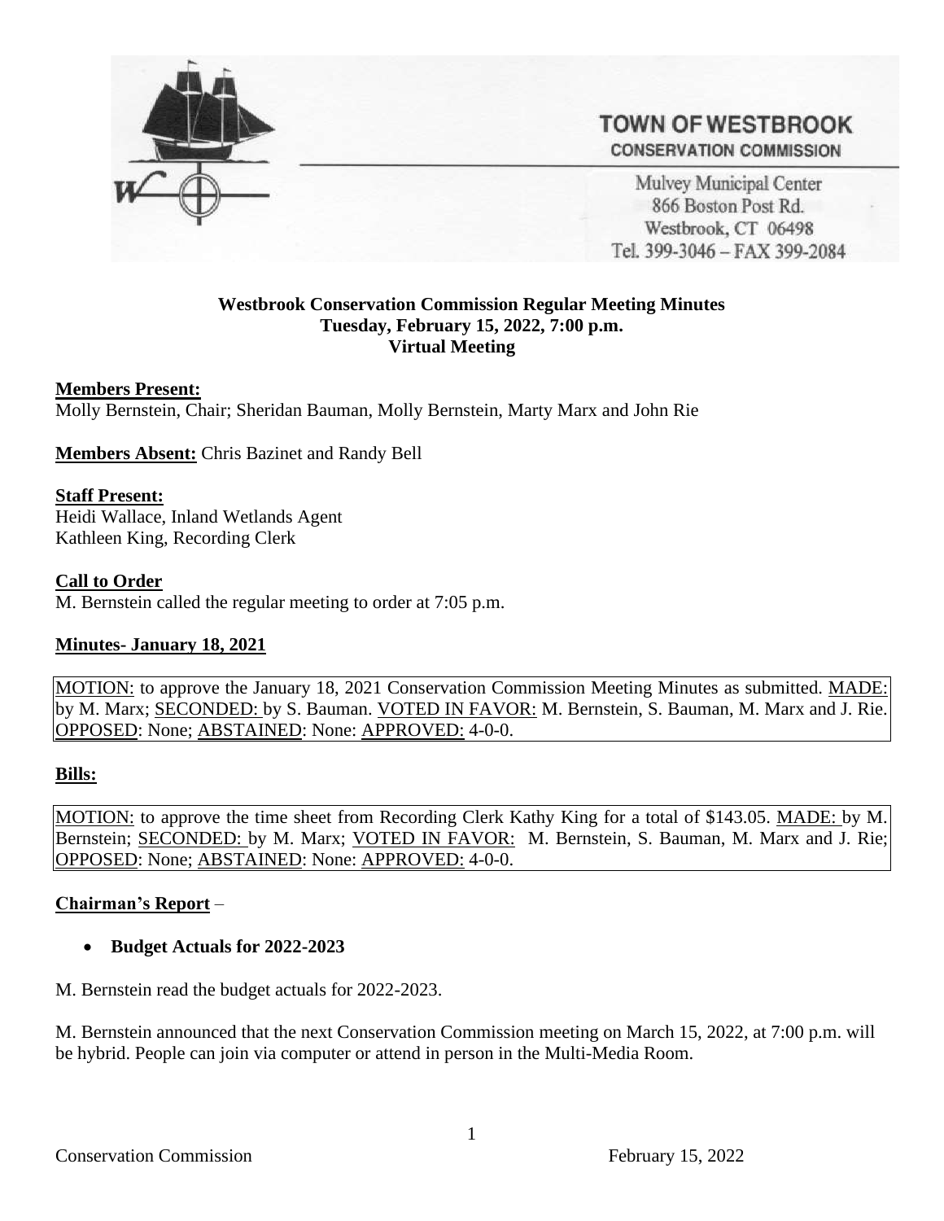**TOWN OF WESTBROOK**
**CONSERVATION COMMISSION**

Mulvey Municipal Center
866 Boston Post Rd.
Westbrook, CT 06498
Tel. 399-3046 – FAX 399-2084

**Westbrook Conservation Commission Regular Meeting Minutes**
**Tuesday, February 15, 2022, 7:00 p.m.**
**Virtual Meeting**

**Members Present:**
Molly Bernstein, Chair; Sheridan Bauman, Molly Bernstein, Marty Marx and John Rie

**Members Absent:** Chris Bazinet and Randy Bell

**Staff Present:**
Heidi Wallace, Inland Wetlands Agent
Kathleen King, Recording Clerk

**Call to Order**
M. Bernstein called the regular meeting to order at 7:05 p.m.

**Minutes- January 18, 2021**

MOTION: to approve the January 18, 2021 Conservation Commission Meeting Minutes as submitted. MADE: by M. Marx; SECONDED: by S. Bauman. VOTED IN FAVOR: M. Bernstein, S. Bauman, M. Marx and J. Rie. OPPOSED: None; ABSTAINED: None: APPROVED: 4-0-0.

**Bills:**

MOTION: to approve the time sheet from Recording Clerk Kathy King for a total of $143.05. MADE: by M. Bernstein; SECONDED: by M. Marx; VOTED IN FAVOR: M. Bernstein, S. Bauman, M. Marx and J. Rie; OPPOSED: None; ABSTAINED: None: APPROVED: 4-0-0.

**Chairman's Report** –

- **Budget Actuals for 2022-2023**

M. Bernstein read the budget actuals for 2022-2023.

M. Bernstein announced that the next Conservation Commission meeting on March 15, 2022, at 7:00 p.m. will be hybrid. People can join via computer or attend in person in the Multi-Media Room.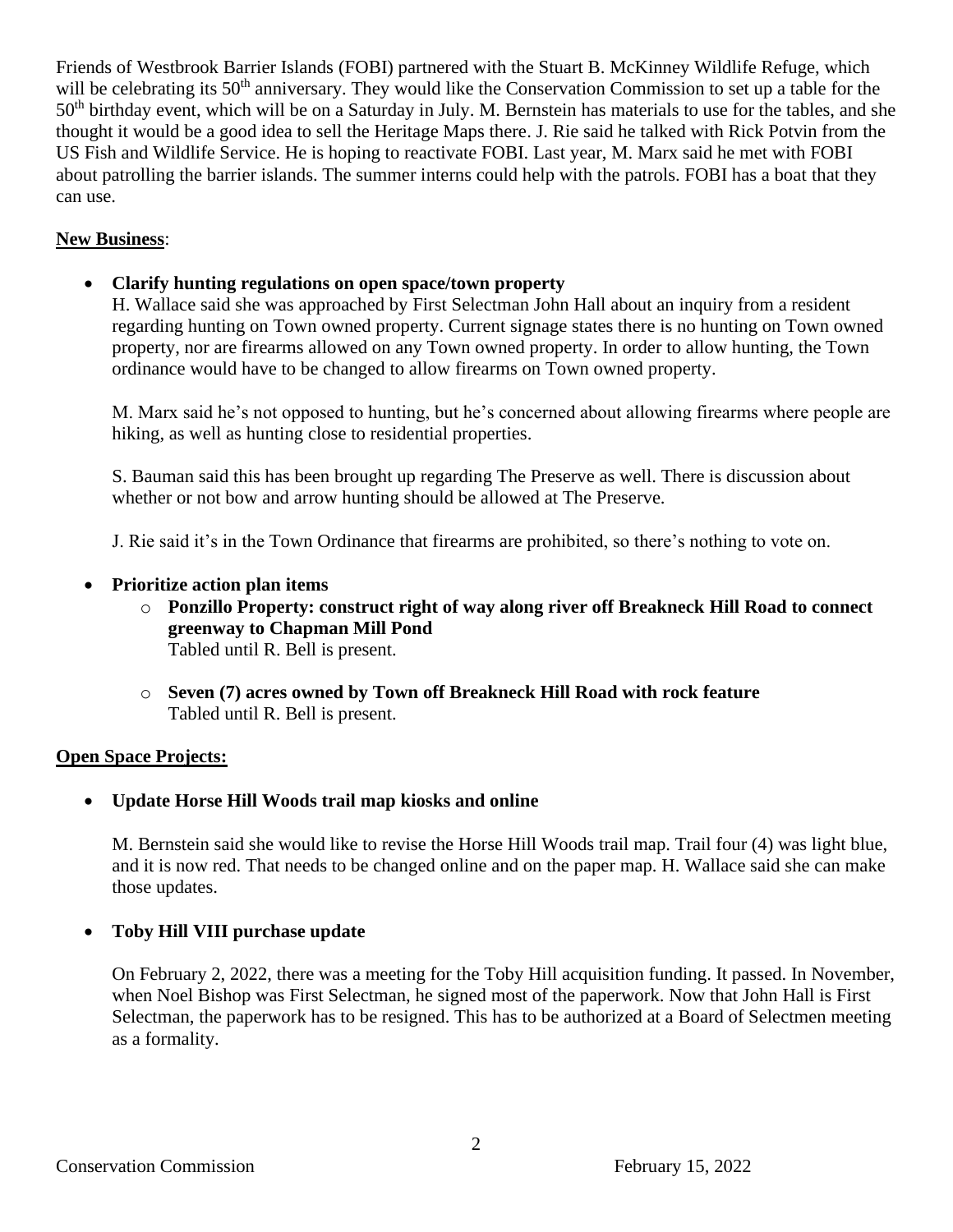Friends of Westbrook Barrier Islands (FOBI) partnered with the Stuart B. McKinney Wildlife Refuge, which will be celebrating its 50th anniversary. They would like the Conservation Commission to set up a table for the 50th birthday event, which will be on a Saturday in July. M. Bernstein has materials to use for the tables, and she thought it would be a good idea to sell the Heritage Maps there. J. Rie said he talked with Rick Potvin from the US Fish and Wildlife Service. He is hoping to reactivate FOBI. Last year, M. Marx said he met with FOBI about patrolling the barrier islands. The summer interns could help with the patrols. FOBI has a boat that they can use.

**New Business**:

- **Clarify hunting regulations on open space/town property**

  H. Wallace said she was approached by First Selectman John Hall about an inquiry from a resident regarding hunting on Town owned property. Current signage states there is no hunting on Town owned property, nor are firearms allowed on any Town owned property. In order to allow hunting, the Town ordinance would have to be changed to allow firearms on Town owned property.

  M. Marx said he's not opposed to hunting, but he's concerned about allowing firearms where people are hiking, as well as hunting close to residential properties.

  S. Bauman said this has been brought up regarding The Preserve as well. There is discussion about whether or not bow and arrow hunting should be allowed at The Preserve.

  J. Rie said it's in the Town Ordinance that firearms are prohibited, so there's nothing to vote on.

- **Prioritize action plan items**
  - **Ponzillo Property: construct right of way along river off Breakneck Hill Road to connect greenway to Chapman Mill Pond**
    Tabled until R. Bell is present.
  - **Seven (7) acres owned by Town off Breakneck Hill Road with rock feature**
    Tabled until R. Bell is present.

**Open Space Projects:**

- **Update Horse Hill Woods trail map kiosks and online**

  M. Bernstein said she would like to revise the Horse Hill Woods trail map. Trail four (4) was light blue, and it is now red. That needs to be changed online and on the paper map. H. Wallace said she can make those updates.

- **Toby Hill VIII purchase update**

  On February 2, 2022, there was a meeting for the Toby Hill acquisition funding. It passed. In November, when Noel Bishop was First Selectman, he signed most of the paperwork. Now that John Hall is First Selectman, the paperwork has to be resigned. This has to be authorized at a Board of Selectmen meeting as a formality.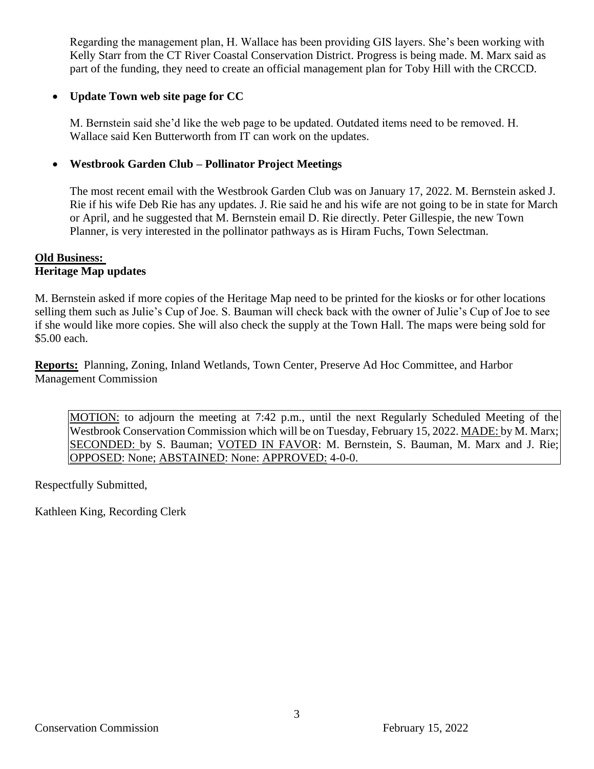Regarding the management plan, H. Wallace has been providing GIS layers. She's been working with Kelly Starr from the CT River Coastal Conservation District. Progress is being made. M. Marx said as part of the funding, they need to create an official management plan for Toby Hill with the CRCCD.

- **Update Town web site page for CC**

  M. Bernstein said she'd like the web page to be updated. Outdated items need to be removed. H. Wallace said Ken Butterworth from IT can work on the updates.

- **Westbrook Garden Club – Pollinator Project Meetings**

  The most recent email with the Westbrook Garden Club was on January 17, 2022. M. Bernstein asked J. Rie if his wife Deb Rie has any updates. J. Rie said he and his wife are not going to be in state for March or April, and he suggested that M. Bernstein email D. Rie directly. Peter Gillespie, the new Town Planner, is very interested in the pollinator pathways as is Hiram Fuchs, Town Selectman.

**Old Business:**
**Heritage Map updates**

M. Bernstein asked if more copies of the Heritage Map need to be printed for the kiosks or for other locations selling them such as Julie's Cup of Joe. S. Bauman will check back with the owner of Julie's Cup of Joe to see if she would like more copies. She will also check the supply at the Town Hall. The maps were being sold for $5.00 each.

**Reports:** Planning, Zoning, Inland Wetlands, Town Center, Preserve Ad Hoc Committee, and Harbor Management Commission

MOTION: to adjourn the meeting at 7:42 p.m., until the next Regularly Scheduled Meeting of the Westbrook Conservation Commission which will be on Tuesday, February 15, 2022. MADE: by M. Marx; SECONDED: by S. Bauman; VOTED IN FAVOR: M. Bernstein, S. Bauman, M. Marx and J. Rie; OPPOSED: None; ABSTAINED: None: APPROVED: 4-0-0.

Respectfully Submitted,

Kathleen King, Recording Clerk